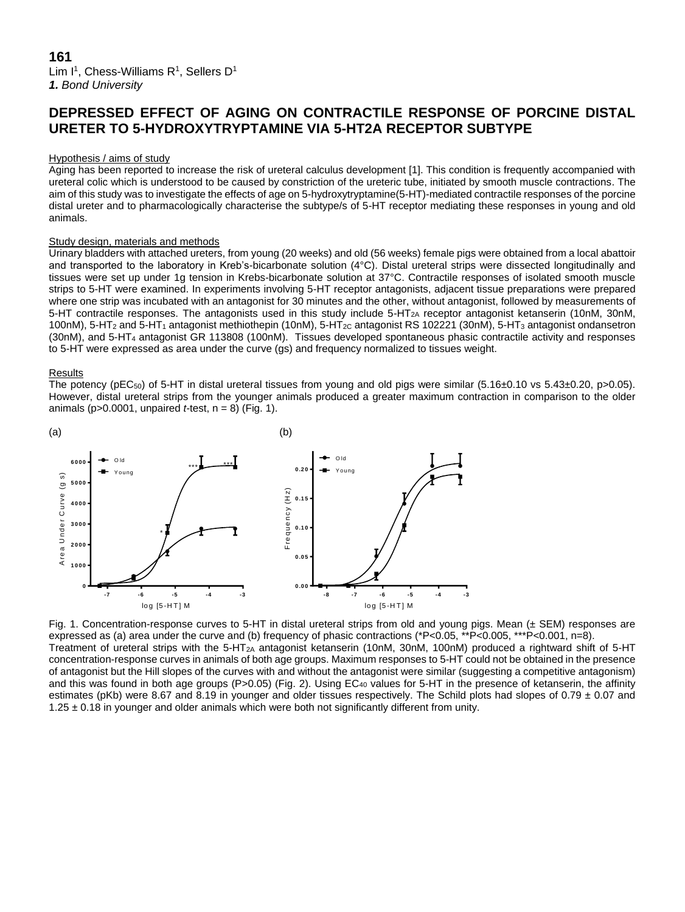**161**

Lim I[1], Chess-Williams R[1], Sellers D[1]

***1.** Bond University*

## DEPRESSED EFFECT OF AGING ON CONTRACTILE RESPONSE OF PORCINE DISTAL URETER TO 5-HYDROXYTRYPTAMINE VIA 5-HT2A RECEPTOR SUBTYPE

### Hypothesis / aims of study

Aging has been reported to increase the risk of ureteral calculus development [1]. This condition is frequently accompanied with ureteral colic which is understood to be caused by constriction of the ureteric tube, initiated by smooth muscle contractions. The aim of this study was to investigate the effects of age on 5-hydroxytryptamine(5-HT)-mediated contractile responses of the porcine distal ureter and to pharmacologically characterise the subtype/s of 5-HT receptor mediating these responses in young and old animals.

### Study design, materials and methods

Urinary bladders with attached ureters, from young (20 weeks) and old (56 weeks) female pigs were obtained from a local abattoir and transported to the laboratory in Kreb's-bicarbonate solution (4°C). Distal ureteral strips were dissected longitudinally and tissues were set up under 1g tension in Krebs-bicarbonate solution at 37°C. Contractile responses of isolated smooth muscle strips to 5-HT were examined. In experiments involving 5-HT receptor antagonists, adjacent tissue preparations were prepared where one strip was incubated with an antagonist for 30 minutes and the other, without antagonist, followed by measurements of 5-HT contractile responses. The antagonists used in this study include 5-$HT_{2A}$ receptor antagonist ketanserin (10nM, 30nM, 100nM), 5-$HT_2$ and 5-$HT_1$ antagonist methiothepin (10nM), 5-$HT_{2C}$ antagonist RS 102221 (30nM), 5-$HT_3$ antagonist ondansetron (30nM), and 5-$HT_4$ antagonist GR 113808 (100nM). Tissues developed spontaneous phasic contractile activity and responses to 5-HT were expressed as area under the curve (gs) and frequency normalized to tissues weight.

### Results

The potency ($pEC_{50}$) of 5-HT in distal ureteral tissues from young and old pigs were similar (5.16±0.10 vs 5.43±0.20, p>0.05). However, distal ureteral strips from the younger animals produced a greater maximum contraction in comparison to the older animals (p>0.0001, unpaired *t*-test, n = 8) (Fig. 1).

Fig. 1. Concentration-response curves to 5-HT in distal ureteral strips from old and young pigs. Mean (± SEM) responses are expressed as (a) area under the curve and (b) frequency of phasic contractions (*P<0.05, **P<0.005, ***P<0.001, n=8).

Treatment of ureteral strips with the 5-$HT_{2A}$ antagonist ketanserin (10nM, 30nM, 100nM) produced a rightward shift of 5-HT concentration-response curves in animals of both age groups. Maximum responses to 5-HT could not be obtained in the presence of antagonist but the Hill slopes of the curves with and without the antagonist were similar (suggesting a competitive antagonism) and this was found in both age groups (P>0.05) (Fig. 2). Using $EC_{40}$ values for 5-HT in the presence of ketanserin, the affinity estimates (pKb) were 8.67 and 8.19 in younger and older tissues respectively. The Schild plots had slopes of 0.79 ± 0.07 and 1.25 ± 0.18 in younger and older animals which were both not significantly different from unity.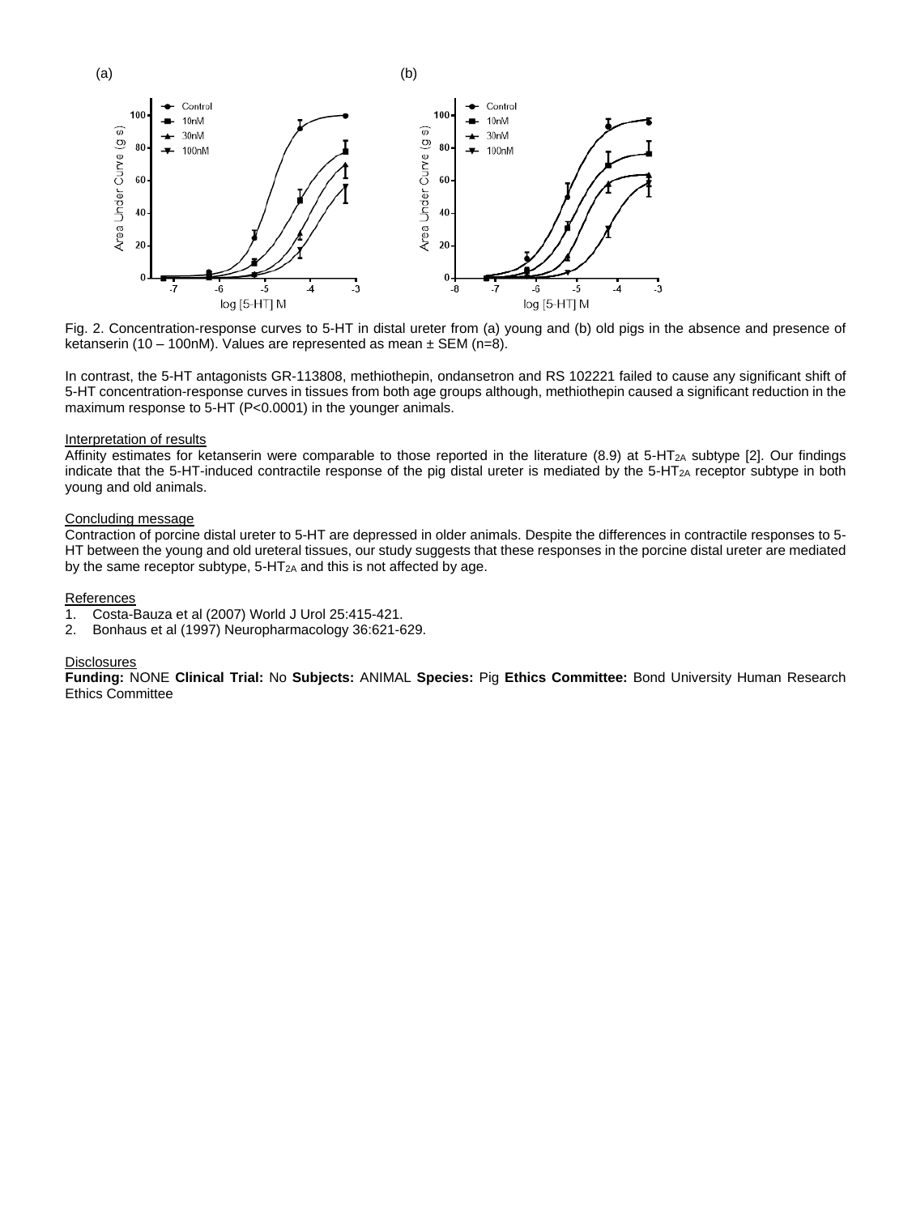(a)

Control
10nM
30nM
100nM

Area Under Curve (g s)

100
80
60
40
20
0

-7 -6 -5 -4 -3

log [5-HT] M

(b)

Control
10nM
30nM
100nM

Area Under Curve (g s)

100
80
60
40
20
0

-8 -7 -6 -5 -4 -3

log [5-HT] M

Fig. 2. Concentration-response curves to 5-HT in distal ureter from (a) young and (b) old pigs in the absence and presence of ketanserin (10 – 100nM). Values are represented as mean ± SEM (n=8).

In contrast, the 5-HT antagonists GR-113808, methiothepin, ondansetron and RS 102221 failed to cause any significant shift of 5-HT concentration-response curves in tissues from both age groups although, methiothepin caused a significant reduction in the maximum response to 5-HT ($P<0.0001$) in the younger animals.

## Interpretation of results

Affinity estimates for ketanserin were comparable to those reported in the literature (8.9) at 5-HT$_{2A}$ subtype [2]. Our findings indicate that the 5-HT-induced contractile response of the pig distal ureter is mediated by the 5-HT$_{2A}$ receptor subtype in both young and old animals.

## Concluding message

Contraction of porcine distal ureter to 5-HT are depressed in older animals. Despite the differences in contractile responses to 5-HT between the young and old ureteral tissues, our study suggests that these responses in the porcine distal ureter are mediated by the same receptor subtype, 5-HT$_{2A}$ and this is not affected by age.

## References

1. Costa-Bauza et al (2007) World J Urol 25:415-421.
2. Bonhaus et al (1997) Neuropharmacology 36:621-629.

## Disclosures

**Funding:** NONE **Clinical Trial:** No **Subjects:** ANIMAL **Species:** Pig **Ethics Committee:** Bond University Human Research Ethics Committee